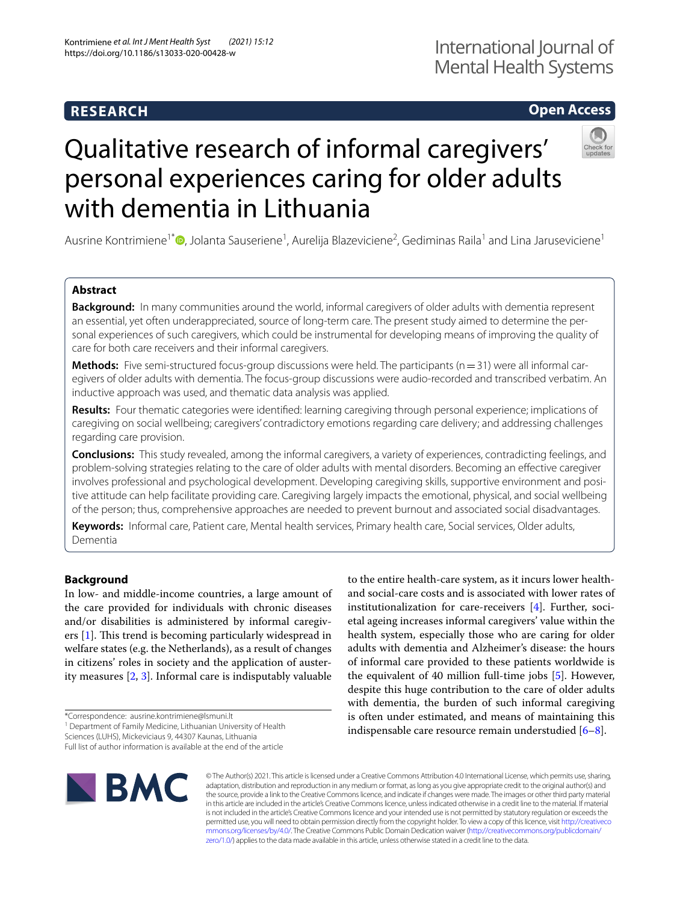RESEARCH

Open Access

# Qualitative research of informal caregivers' personal experiences caring for older adults with dementia in Lithuania

Ausrine Kontrimiene[1*], Jolanta Sauseriene[1], Aurelija Blazeviciene[2], Gediminas Raila[1] and Lina Jaruseviciene[1]

## Abstract

**Background:** In many communities around the world, informal caregivers of older adults with dementia represent an essential, yet often underappreciated, source of long-term care. The present study aimed to determine the personal experiences of such caregivers, which could be instrumental for developing means of improving the quality of care for both care receivers and their informal caregivers.

**Methods:** Five semi-structured focus-group discussions were held. The participants (n = 31) were all informal caregivers of older adults with dementia. The focus-group discussions were audio-recorded and transcribed verbatim. An inductive approach was used, and thematic data analysis was applied.

**Results:** Four thematic categories were identified: learning caregiving through personal experience; implications of caregiving on social wellbeing; caregivers' contradictory emotions regarding care delivery; and addressing challenges regarding care provision.

**Conclusions:** This study revealed, among the informal caregivers, a variety of experiences, contradicting feelings, and problem-solving strategies relating to the care of older adults with mental disorders. Becoming an effective caregiver involves professional and psychological development. Developing caregiving skills, supportive environment and positive attitude can help facilitate providing care. Caregiving largely impacts the emotional, physical, and social wellbeing of the person; thus, comprehensive approaches are needed to prevent burnout and associated social disadvantages.

**Keywords:** Informal care, Patient care, Mental health services, Primary health care, Social services, Older adults, Dementia

## Background

In low- and middle-income countries, a large amount of the care provided for individuals with chronic diseases and/or disabilities is administered by informal caregivers [1]. This trend is becoming particularly widespread in welfare states (e.g. the Netherlands), as a result of changes in citizens' roles in society and the application of austerity measures [2, 3]. Informal care is indisputably valuable to the entire health-care system, as it incurs lower health- and social-care costs and is associated with lower rates of institutionalization for care-receivers [4]. Further, societal ageing increases informal caregivers' value within the health system, especially those who are caring for older adults with dementia and Alzheimer's disease: the hours of informal care provided to these patients worldwide is the equivalent of 40 million full-time jobs [5]. However, despite this huge contribution to the care of older adults with dementia, the burden of such informal caregiving is often under estimated, and means of maintaining this indispensable care resource remain understudied [6–8].

*Correspondence: ausrine.kontrimiene@lsmuni.lt
[1] Department of Family Medicine, Lithuanian University of Health Sciences (LUHS), Mickeviciaus 9, 44307 Kaunas, Lithuania
Full list of author information is available at the end of the article

© The Author(s) 2021. This article is licensed under a Creative Commons Attribution 4.0 International License, which permits use, sharing, adaptation, distribution and reproduction in any medium or format, as long as you give appropriate credit to the original author(s) and the source, provide a link to the Creative Commons licence, and indicate if changes were made. The images or other third party material in this article are included in the article's Creative Commons licence, unless indicated otherwise in a credit line to the material. If material is not included in the article's Creative Commons licence and your intended use is not permitted by statutory regulation or exceeds the permitted use, you will need to obtain permission directly from the copyright holder. To view a copy of this licence, visit http://creativecommons.org/licenses/by/4.0/. The Creative Commons Public Domain Dedication waiver (http://creativecommons.org/publicdomain/zero/1.0/) applies to the data made available in this article, unless otherwise stated in a credit line to the data.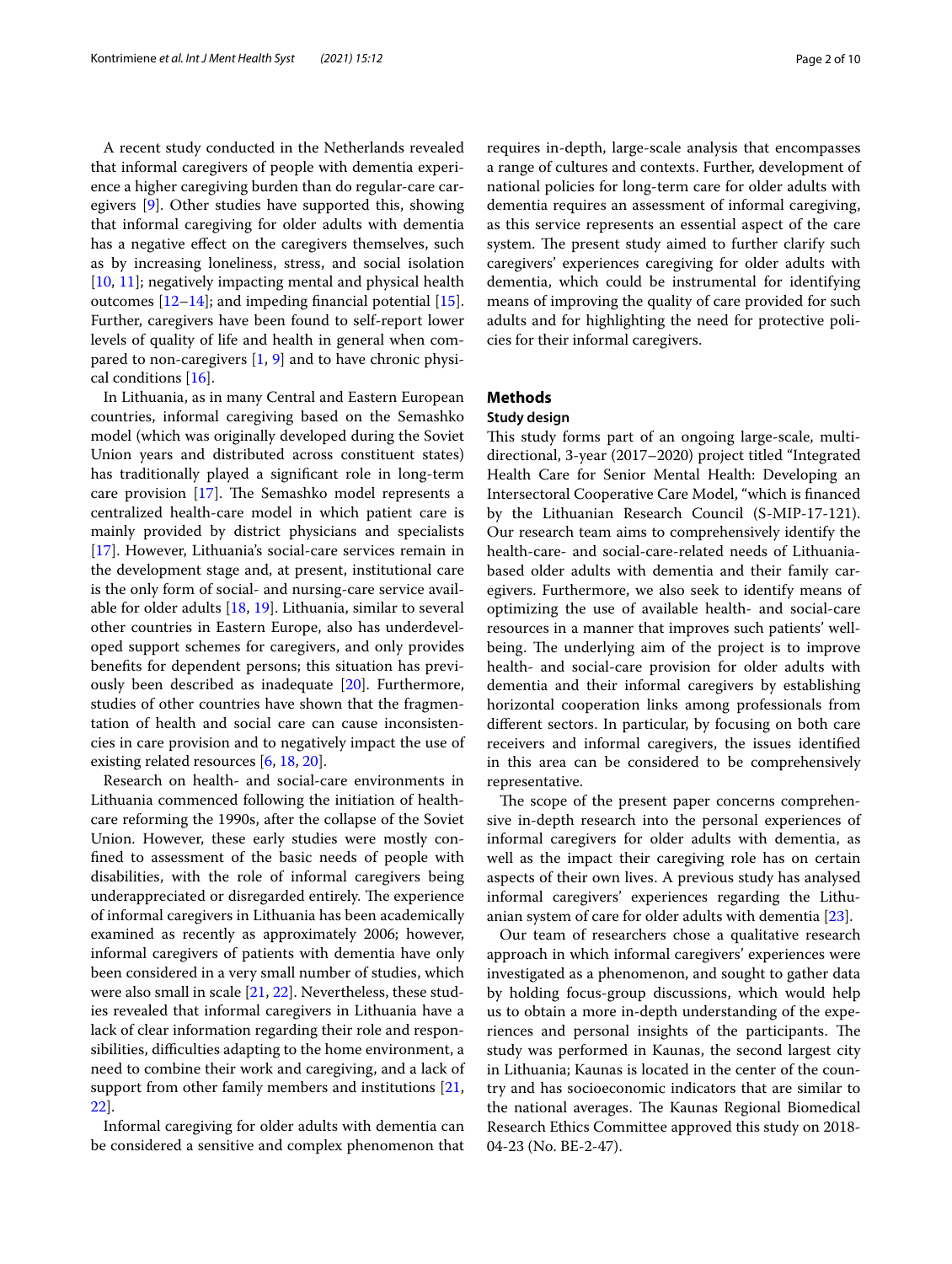A recent study conducted in the Netherlands revealed that informal caregivers of people with dementia experience a higher caregiving burden than do regular-care caregivers [9]. Other studies have supported this, showing that informal caregiving for older adults with dementia has a negative effect on the caregivers themselves, such as by increasing loneliness, stress, and social isolation [10, 11]; negatively impacting mental and physical health outcomes [12–14]; and impeding financial potential [15]. Further, caregivers have been found to self-report lower levels of quality of life and health in general when compared to non-caregivers [1, 9] and to have chronic physical conditions [16].

In Lithuania, as in many Central and Eastern European countries, informal caregiving based on the Semashko model (which was originally developed during the Soviet Union years and distributed across constituent states) has traditionally played a significant role in long-term care provision [17]. The Semashko model represents a centralized health-care model in which patient care is mainly provided by district physicians and specialists [17]. However, Lithuania's social-care services remain in the development stage and, at present, institutional care is the only form of social- and nursing-care service available for older adults [18, 19]. Lithuania, similar to several other countries in Eastern Europe, also has underdeveloped support schemes for caregivers, and only provides benefits for dependent persons; this situation has previously been described as inadequate [20]. Furthermore, studies of other countries have shown that the fragmentation of health and social care can cause inconsistencies in care provision and to negatively impact the use of existing related resources [6, 18, 20].

Research on health- and social-care environments in Lithuania commenced following the initiation of health-care reforming the 1990s, after the collapse of the Soviet Union. However, these early studies were mostly confined to assessment of the basic needs of people with disabilities, with the role of informal caregivers being underappreciated or disregarded entirely. The experience of informal caregivers in Lithuania has been academically examined as recently as approximately 2006; however, informal caregivers of patients with dementia have only been considered in a very small number of studies, which were also small in scale [21, 22]. Nevertheless, these studies revealed that informal caregivers in Lithuania have a lack of clear information regarding their role and responsibilities, difficulties adapting to the home environment, a need to combine their work and caregiving, and a lack of support from other family members and institutions [21, 22].

Informal caregiving for older adults with dementia can be considered a sensitive and complex phenomenon that requires in-depth, large-scale analysis that encompasses a range of cultures and contexts. Further, development of national policies for long-term care for older adults with dementia requires an assessment of informal caregiving, as this service represents an essential aspect of the care system. The present study aimed to further clarify such caregivers' experiences caregiving for older adults with dementia, which could be instrumental for identifying means of improving the quality of care provided for such adults and for highlighting the need for protective policies for their informal caregivers.

## Methods

### Study design

This study forms part of an ongoing large-scale, multi-directional, 3-year (2017–2020) project titled "Integrated Health Care for Senior Mental Health: Developing an Intersectoral Cooperative Care Model, "which is financed by the Lithuanian Research Council (S-MIP-17-121). Our research team aims to comprehensively identify the health-care- and social-care-related needs of Lithuania-based older adults with dementia and their family caregivers. Furthermore, we also seek to identify means of optimizing the use of available health- and social-care resources in a manner that improves such patients' well-being. The underlying aim of the project is to improve health- and social-care provision for older adults with dementia and their informal caregivers by establishing horizontal cooperation links among professionals from different sectors. In particular, by focusing on both care receivers and informal caregivers, the issues identified in this area can be considered to be comprehensively representative.

The scope of the present paper concerns comprehensive in-depth research into the personal experiences of informal caregivers for older adults with dementia, as well as the impact their caregiving role has on certain aspects of their own lives. A previous study has analysed informal caregivers' experiences regarding the Lithuanian system of care for older adults with dementia [23].

Our team of researchers chose a qualitative research approach in which informal caregivers' experiences were investigated as a phenomenon, and sought to gather data by holding focus-group discussions, which would help us to obtain a more in-depth understanding of the experiences and personal insights of the participants. The study was performed in Kaunas, the second largest city in Lithuania; Kaunas is located in the center of the country and has socioeconomic indicators that are similar to the national averages. The Kaunas Regional Biomedical Research Ethics Committee approved this study on 2018-04-23 (No. BE-2-47).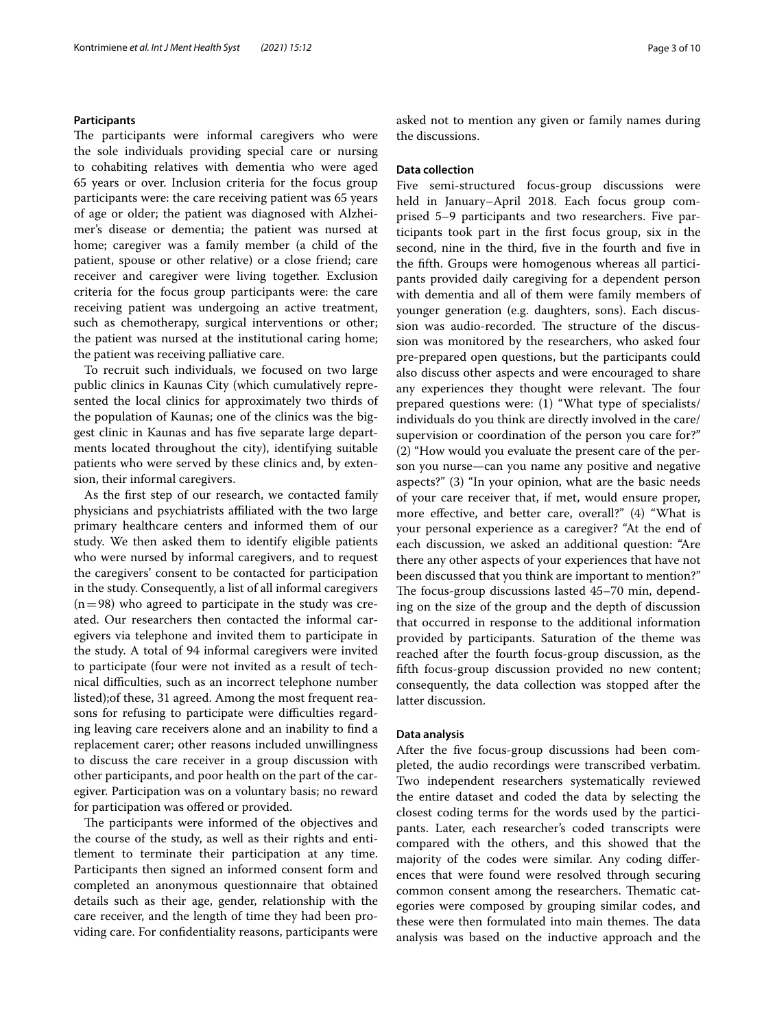### Participants

The participants were informal caregivers who were the sole individuals providing special care or nursing to cohabiting relatives with dementia who were aged 65 years or over. Inclusion criteria for the focus group participants were: the care receiving patient was 65 years of age or older; the patient was diagnosed with Alzheimer's disease or dementia; the patient was nursed at home; caregiver was a family member (a child of the patient, spouse or other relative) or a close friend; care receiver and caregiver were living together. Exclusion criteria for the focus group participants were: the care receiving patient was undergoing an active treatment, such as chemotherapy, surgical interventions or other; the patient was nursed at the institutional caring home; the patient was receiving palliative care.

To recruit such individuals, we focused on two large public clinics in Kaunas City (which cumulatively represented the local clinics for approximately two thirds of the population of Kaunas; one of the clinics was the biggest clinic in Kaunas and has five separate large departments located throughout the city), identifying suitable patients who were served by these clinics and, by extension, their informal caregivers.

As the first step of our research, we contacted family physicians and psychiatrists affiliated with the two large primary healthcare centers and informed them of our study. We then asked them to identify eligible patients who were nursed by informal caregivers, and to request the caregivers' consent to be contacted for participation in the study. Consequently, a list of all informal caregivers ($n = 98$) who agreed to participate in the study was created. Our researchers then contacted the informal caregivers via telephone and invited them to participate in the study. A total of 94 informal caregivers were invited to participate (four were not invited as a result of technical difficulties, such as an incorrect telephone number listed);of these, 31 agreed. Among the most frequent reasons for refusing to participate were difficulties regarding leaving care receivers alone and an inability to find a replacement carer; other reasons included unwillingness to discuss the care receiver in a group discussion with other participants, and poor health on the part of the caregiver. Participation was on a voluntary basis; no reward for participation was offered or provided.

The participants were informed of the objectives and the course of the study, as well as their rights and entitlement to terminate their participation at any time. Participants then signed an informed consent form and completed an anonymous questionnaire that obtained details such as their age, gender, relationship with the care receiver, and the length of time they had been providing care. For confidentiality reasons, participants were asked not to mention any given or family names during the discussions.

### Data collection

Five semi-structured focus-group discussions were held in January–April 2018. Each focus group comprised 5–9 participants and two researchers. Five participants took part in the first focus group, six in the second, nine in the third, five in the fourth and five in the fifth. Groups were homogenous whereas all participants provided daily caregiving for a dependent person with dementia and all of them were family members of younger generation (e.g. daughters, sons). Each discussion was audio-recorded. The structure of the discussion was monitored by the researchers, who asked four pre-prepared open questions, but the participants could also discuss other aspects and were encouraged to share any experiences they thought were relevant. The four prepared questions were: (1) "What type of specialists/individuals do you think are directly involved in the care/supervision or coordination of the person you care for?" (2) "How would you evaluate the present care of the person you nurse—can you name any positive and negative aspects?" (3) "In your opinion, what are the basic needs of your care receiver that, if met, would ensure proper, more effective, and better care, overall?" (4) "What is your personal experience as a caregiver? "At the end of each discussion, we asked an additional question: "Are there any other aspects of your experiences that have not been discussed that you think are important to mention?" The focus-group discussions lasted 45–70 min, depending on the size of the group and the depth of discussion that occurred in response to the additional information provided by participants. Saturation of the theme was reached after the fourth focus-group discussion, as the fifth focus-group discussion provided no new content; consequently, the data collection was stopped after the latter discussion.

### Data analysis

After the five focus-group discussions had been completed, the audio recordings were transcribed verbatim. Two independent researchers systematically reviewed the entire dataset and coded the data by selecting the closest coding terms for the words used by the participants. Later, each researcher's coded transcripts were compared with the others, and this showed that the majority of the codes were similar. Any coding differences that were found were resolved through securing common consent among the researchers. Thematic categories were composed by grouping similar codes, and these were then formulated into main themes. The data analysis was based on the inductive approach and the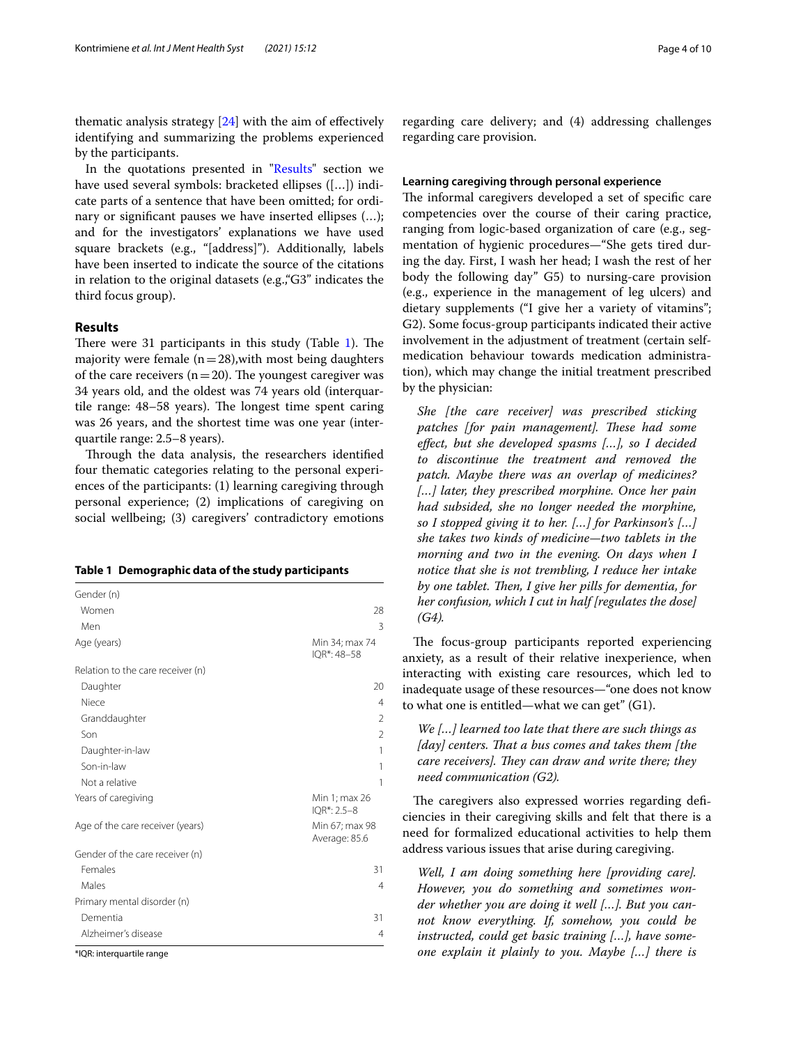thematic analysis strategy [24] with the aim of effectively identifying and summarizing the problems experienced by the participants.

In the quotations presented in "Results" section we have used several symbols: bracketed ellipses ([…]) indicate parts of a sentence that have been omitted; for ordinary or significant pauses we have inserted ellipses (…); and for the investigators' explanations we have used square brackets (e.g., "[address]"). Additionally, labels have been inserted to indicate the source of the citations in relation to the original datasets (e.g.,"G3" indicates the third focus group).

## Results

There were 31 participants in this study (Table 1). The majority were female (n = 28),with most being daughters of the care receivers (n = 20). The youngest caregiver was 34 years old, and the oldest was 74 years old (interquartile range: 48–58 years). The longest time spent caring was 26 years, and the shortest time was one year (interquartile range: 2.5–8 years).

Through the data analysis, the researchers identified four thematic categories relating to the personal experiences of the participants: (1) learning caregiving through personal experience; (2) implications of caregiving on social wellbeing; (3) caregivers' contradictory emotions regarding care delivery; and (4) addressing challenges regarding care provision.

**Table 1 Demographic data of the study participants**

| | |
|---|---|
| Gender (n) | |
| Women | 28 |
| Men | 3 |
| Age (years) | Min 34; max 74 IQR*: 48–58 |
| Relation to the care receiver (n) | |
| Daughter | 20 |
| Niece | 4 |
| Granddaughter | 2 |
| Son | 2 |
| Daughter-in-law | 1 |
| Son-in-law | 1 |
| Not a relative | 1 |
| Years of caregiving | Min 1; max 26 IQR*: 2.5–8 |
| Age of the care receiver (years) | Min 67; max 98 Average: 85.6 |
| Gender of the care receiver (n) | |
| Females | 31 |
| Males | 4 |
| Primary mental disorder (n) | |
| Dementia | 31 |
| Alzheimer's disease | 4 |

*IQR: interquartile range

### Learning caregiving through personal experience

The informal caregivers developed a set of specific care competencies over the course of their caring practice, ranging from logic-based organization of care (e.g., segmentation of hygienic procedures—"She gets tired during the day. First, I wash her head; I wash the rest of her body the following day" G5) to nursing-care provision (e.g., experience in the management of leg ulcers) and dietary supplements ("I give her a variety of vitamins"; G2). Some focus-group participants indicated their active involvement in the adjustment of treatment (certain self-medication behaviour towards medication administration), which may change the initial treatment prescribed by the physician:

> *She [the care receiver] was prescribed sticking patches [for pain management]. These had some effect, but she developed spasms […], so I decided to discontinue the treatment and removed the patch. Maybe there was an overlap of medicines? […] later, they prescribed morphine. Once her pain had subsided, she no longer needed the morphine, so I stopped giving it to her. […] for Parkinson's […] she takes two kinds of medicine—two tablets in the morning and two in the evening. On days when I notice that she is not trembling, I reduce her intake by one tablet. Then, I give her pills for dementia, for her confusion, which I cut in half [regulates the dose] (G4).*

The focus-group participants reported experiencing anxiety, as a result of their relative inexperience, when interacting with existing care resources, which led to inadequate usage of these resources—"one does not know to what one is entitled—what we can get" (G1).

> *We […] learned too late that there are such things as [day] centers. That a bus comes and takes them [the care receivers]. They can draw and write there; they need communication (G2).*

The caregivers also expressed worries regarding deficiencies in their caregiving skills and felt that there is a need for formalized educational activities to help them address various issues that arise during caregiving.

> *Well, I am doing something here [providing care]. However, you do something and sometimes wonder whether you are doing it well […]. But you cannot know everything. If, somehow, you could be instructed, could get basic training […], have someone explain it plainly to you. Maybe […] there is*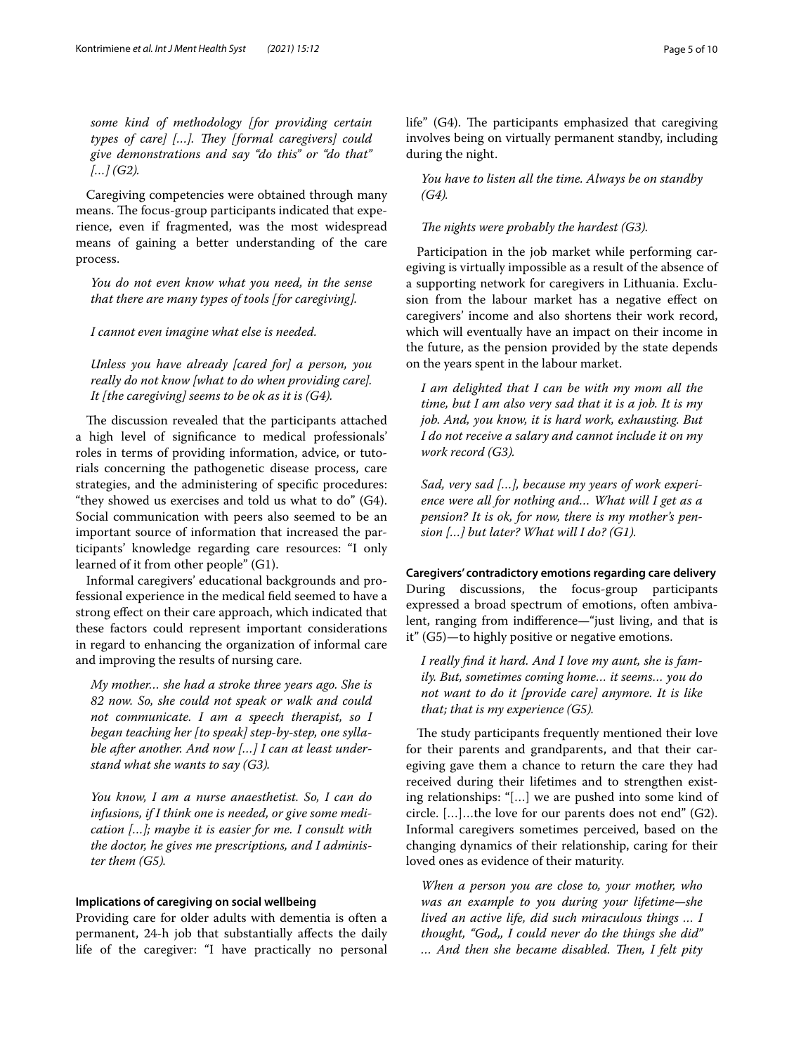*some kind of methodology [for providing certain types of care] […]. They [formal caregivers] could give demonstrations and say "do this" or "do that" […] (G2).*

Caregiving competencies were obtained through many means. The focus-group participants indicated that experience, even if fragmented, was the most widespread means of gaining a better understanding of the care process.

*You do not even know what you need, in the sense that there are many types of tools [for caregiving].*

*I cannot even imagine what else is needed.*

*Unless you have already [cared for] a person, you really do not know [what to do when providing care]. It [the caregiving] seems to be ok as it is (G4).*

The discussion revealed that the participants attached a high level of significance to medical professionals' roles in terms of providing information, advice, or tutorials concerning the pathogenetic disease process, care strategies, and the administering of specific procedures: "they showed us exercises and told us what to do" (G4). Social communication with peers also seemed to be an important source of information that increased the participants' knowledge regarding care resources: "I only learned of it from other people" (G1).

Informal caregivers' educational backgrounds and professional experience in the medical field seemed to have a strong effect on their care approach, which indicated that these factors could represent important considerations in regard to enhancing the organization of informal care and improving the results of nursing care.

*My mother… she had a stroke three years ago. She is 82 now. So, she could not speak or walk and could not communicate. I am a speech therapist, so I began teaching her [to speak] step-by-step, one syllable after another. And now […] I can at least understand what she wants to say (G3).*

*You know, I am a nurse anaesthetist. So, I can do infusions, if I think one is needed, or give some medication […]; maybe it is easier for me. I consult with the doctor, he gives me prescriptions, and I administer them (G5).*

#### Implications of caregiving on social wellbeing

Providing care for older adults with dementia is often a permanent, 24-h job that substantially affects the daily life of the caregiver: "I have practically no personal life" (G4). The participants emphasized that caregiving involves being on virtually permanent standby, including during the night.

*You have to listen all the time. Always be on standby (G4).*

*The nights were probably the hardest (G3).*

Participation in the job market while performing caregiving is virtually impossible as a result of the absence of a supporting network for caregivers in Lithuania. Exclusion from the labour market has a negative effect on caregivers' income and also shortens their work record, which will eventually have an impact on their income in the future, as the pension provided by the state depends on the years spent in the labour market.

*I am delighted that I can be with my mom all the time, but I am also very sad that it is a job. It is my job. And, you know, it is hard work, exhausting. But I do not receive a salary and cannot include it on my work record (G3).*

*Sad, very sad […], because my years of work experience were all for nothing and… What will I get as a pension? It is ok, for now, there is my mother's pension […] but later? What will I do? (G1).*

#### Caregivers' contradictory emotions regarding care delivery

During discussions, the focus-group participants expressed a broad spectrum of emotions, often ambivalent, ranging from indifference—"just living, and that is it" (G5)—to highly positive or negative emotions.

*I really find it hard. And I love my aunt, she is family. But, sometimes coming home… it seems… you do not want to do it [provide care] anymore. It is like that; that is my experience (G5).*

The study participants frequently mentioned their love for their parents and grandparents, and that their caregiving gave them a chance to return the care they had received during their lifetimes and to strengthen existing relationships: "[…] we are pushed into some kind of circle. […]…the love for our parents does not end" (G2). Informal caregivers sometimes perceived, based on the changing dynamics of their relationship, caring for their loved ones as evidence of their maturity.

*When a person you are close to, your mother, who was an example to you during your lifetime—she lived an active life, did such miraculous things ... I thought, "God,, I could never do the things she did" ... And then she became disabled. Then, I felt pity*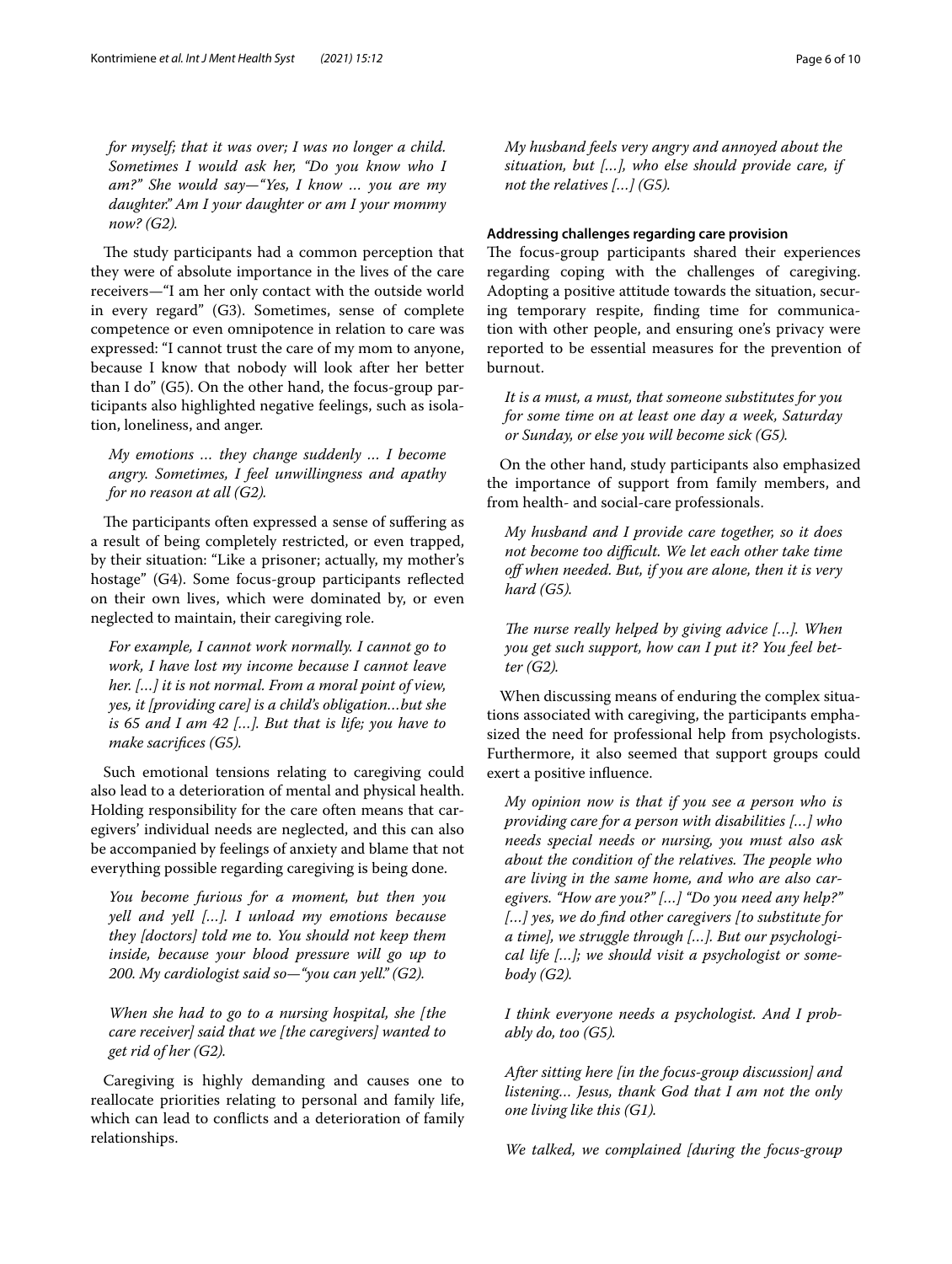*for myself; that it was over; I was no longer a child. Sometimes I would ask her, "Do you know who I am?" She would say—"Yes, I know … you are my daughter." Am I your daughter or am I your mommy now? (G2).*

The study participants had a common perception that they were of absolute importance in the lives of the care receivers—"I am her only contact with the outside world in every regard" (G3). Sometimes, sense of complete competence or even omnipotence in relation to care was expressed: "I cannot trust the care of my mom to anyone, because I know that nobody will look after her better than I do" (G5). On the other hand, the focus-group participants also highlighted negative feelings, such as isolation, loneliness, and anger.

> *My emotions … they change suddenly … I become angry. Sometimes, I feel unwillingness and apathy for no reason at all (G2).*

The participants often expressed a sense of suffering as a result of being completely restricted, or even trapped, by their situation: "Like a prisoner; actually, my mother's hostage" (G4). Some focus-group participants reflected on their own lives, which were dominated by, or even neglected to maintain, their caregiving role.

> *For example, I cannot work normally. I cannot go to work, I have lost my income because I cannot leave her. […] it is not normal. From a moral point of view, yes, it [providing care] is a child's obligation…but she is 65 and I am 42 […]. But that is life; you have to make sacrifices (G5).*

Such emotional tensions relating to caregiving could also lead to a deterioration of mental and physical health. Holding responsibility for the care often means that caregivers' individual needs are neglected, and this can also be accompanied by feelings of anxiety and blame that not everything possible regarding caregiving is being done.

> *You become furious for a moment, but then you yell and yell […]. I unload my emotions because they [doctors] told me to. You should not keep them inside, because your blood pressure will go up to 200. My cardiologist said so—"you can yell." (G2).*

> *When she had to go to a nursing hospital, she [the care receiver] said that we [the caregivers] wanted to get rid of her (G2).*

Caregiving is highly demanding and causes one to reallocate priorities relating to personal and family life, which can lead to conflicts and a deterioration of family relationships.

> *My husband feels very angry and annoyed about the situation, but […], who else should provide care, if not the relatives […] (G5).*

#### Addressing challenges regarding care provision

The focus-group participants shared their experiences regarding coping with the challenges of caregiving. Adopting a positive attitude towards the situation, securing temporary respite, finding time for communication with other people, and ensuring one's privacy were reported to be essential measures for the prevention of burnout.

> *It is a must, a must, that someone substitutes for you for some time on at least one day a week, Saturday or Sunday, or else you will become sick (G5).*

On the other hand, study participants also emphasized the importance of support from family members, and from health- and social-care professionals.

> *My husband and I provide care together, so it does not become too difficult. We let each other take time off when needed. But, if you are alone, then it is very hard (G5).*

> *The nurse really helped by giving advice […]. When you get such support, how can I put it? You feel better (G2).*

When discussing means of enduring the complex situations associated with caregiving, the participants emphasized the need for professional help from psychologists. Furthermore, it also seemed that support groups could exert a positive influence.

> *My opinion now is that if you see a person who is providing care for a person with disabilities […] who needs special needs or nursing, you must also ask about the condition of the relatives. The people who are living in the same home, and who are also caregivers. "How are you?" […] "Do you need any help?" […] yes, we do find other caregivers [to substitute for a time], we struggle through […]. But our psychological life […]; we should visit a psychologist or somebody (G2).*

> *I think everyone needs a psychologist. And I probably do, too (G5).*

> *After sitting here [in the focus-group discussion] and listening… Jesus, thank God that I am not the only one living like this (G1).*

> *We talked, we complained [during the focus-group*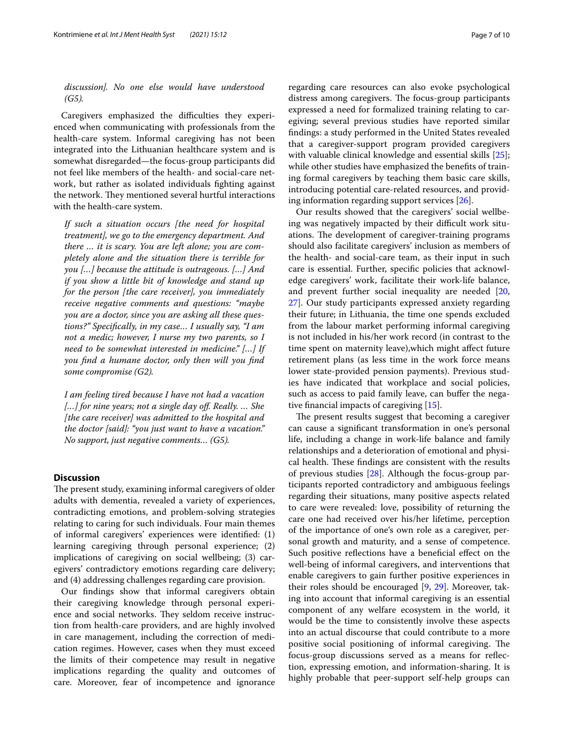*discussion]. No one else would have understood (G5).*

Caregivers emphasized the difficulties they experienced when communicating with professionals from the health-care system. Informal caregiving has not been integrated into the Lithuanian healthcare system and is somewhat disregarded—the focus-group participants did not feel like members of the health- and social-care network, but rather as isolated individuals fighting against the network. They mentioned several hurtful interactions with the health-care system.

> *If such a situation occurs [the need for hospital treatment], we go to the emergency department. And there ... it is scary. You are left alone; you are completely alone and the situation there is terrible for you […] because the attitude is outrageous. […] And if you show a little bit of knowledge and stand up for the person [the care receiver], you immediately receive negative comments and questions: "maybe you are a doctor, since you are asking all these questions?" Specifically, in my case… I usually say, "I am not a medic; however, I nurse my two parents, so I need to be somewhat interested in medicine." […] If you find a humane doctor, only then will you find some compromise (G2).*

> *I am feeling tired because I have not had a vacation […] for nine years; not a single day off. Really. ... She [the care receiver] was admitted to the hospital and the doctor [said]: "you just want to have a vacation." No support, just negative comments… (G5).*

## Discussion

The present study, examining informal caregivers of older adults with dementia, revealed a variety of experiences, contradicting emotions, and problem-solving strategies relating to caring for such individuals. Four main themes of informal caregivers' experiences were identified: (1) learning caregiving through personal experience; (2) implications of caregiving on social wellbeing; (3) caregivers' contradictory emotions regarding care delivery; and (4) addressing challenges regarding care provision.

Our findings show that informal caregivers obtain their caregiving knowledge through personal experience and social networks. They seldom receive instruction from health-care providers, and are highly involved in care management, including the correction of medication regimes. However, cases when they must exceed the limits of their competence may result in negative implications regarding the quality and outcomes of care. Moreover, fear of incompetence and ignorance regarding care resources can also evoke psychological distress among caregivers. The focus-group participants expressed a need for formalized training relating to caregiving; several previous studies have reported similar findings: a study performed in the United States revealed that a caregiver-support program provided caregivers with valuable clinical knowledge and essential skills [25]; while other studies have emphasized the benefits of training formal caregivers by teaching them basic care skills, introducing potential care-related resources, and providing information regarding support services [26].

Our results showed that the caregivers' social wellbeing was negatively impacted by their difficult work situations. The development of caregiver-training programs should also facilitate caregivers' inclusion as members of the health- and social-care team, as their input in such care is essential. Further, specific policies that acknowledge caregivers' work, facilitate their work-life balance, and prevent further social inequality are needed [20, 27]. Our study participants expressed anxiety regarding their future; in Lithuania, the time one spends excluded from the labour market performing informal caregiving is not included in his/her work record (in contrast to the time spent on maternity leave),which might affect future retirement plans (as less time in the work force means lower state-provided pension payments). Previous studies have indicated that workplace and social policies, such as access to paid family leave, can buffer the negative financial impacts of caregiving [15].

The present results suggest that becoming a caregiver can cause a significant transformation in one's personal life, including a change in work-life balance and family relationships and a deterioration of emotional and physical health. These findings are consistent with the results of previous studies [28]. Although the focus-group participants reported contradictory and ambiguous feelings regarding their situations, many positive aspects related to care were revealed: love, possibility of returning the care one had received over his/her lifetime, perception of the importance of one's own role as a caregiver, personal growth and maturity, and a sense of competence. Such positive reflections have a beneficial effect on the well-being of informal caregivers, and interventions that enable caregivers to gain further positive experiences in their roles should be encouraged [9, 29]. Moreover, taking into account that informal caregiving is an essential component of any welfare ecosystem in the world, it would be the time to consistently involve these aspects into an actual discourse that could contribute to a more positive social positioning of informal caregiving. The focus-group discussions served as a means for reflection, expressing emotion, and information-sharing. It is highly probable that peer-support self-help groups can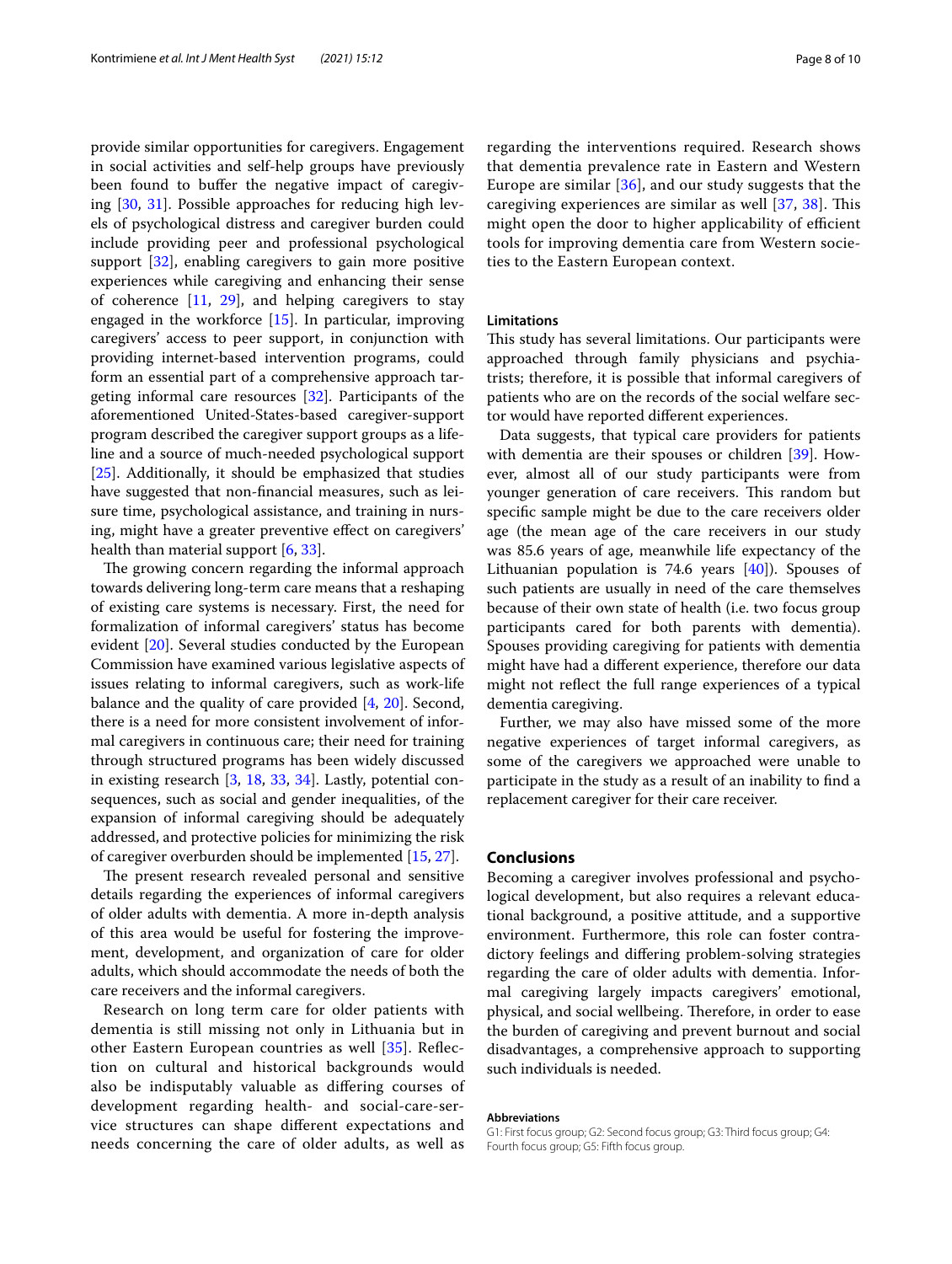provide similar opportunities for caregivers. Engagement in social activities and self-help groups have previously been found to buffer the negative impact of caregiving [30, 31]. Possible approaches for reducing high levels of psychological distress and caregiver burden could include providing peer and professional psychological support [32], enabling caregivers to gain more positive experiences while caregiving and enhancing their sense of coherence [11, 29], and helping caregivers to stay engaged in the workforce [15]. In particular, improving caregivers' access to peer support, in conjunction with providing internet-based intervention programs, could form an essential part of a comprehensive approach targeting informal care resources [32]. Participants of the aforementioned United-States-based caregiver-support program described the caregiver support groups as a lifeline and a source of much-needed psychological support [25]. Additionally, it should be emphasized that studies have suggested that non-financial measures, such as leisure time, psychological assistance, and training in nursing, might have a greater preventive effect on caregivers' health than material support [6, 33].

The growing concern regarding the informal approach towards delivering long-term care means that a reshaping of existing care systems is necessary. First, the need for formalization of informal caregivers' status has become evident [20]. Several studies conducted by the European Commission have examined various legislative aspects of issues relating to informal caregivers, such as work-life balance and the quality of care provided [4, 20]. Second, there is a need for more consistent involvement of informal caregivers in continuous care; their need for training through structured programs has been widely discussed in existing research [3, 18, 33, 34]. Lastly, potential consequences, such as social and gender inequalities, of the expansion of informal caregiving should be adequately addressed, and protective policies for minimizing the risk of caregiver overburden should be implemented [15, 27].

The present research revealed personal and sensitive details regarding the experiences of informal caregivers of older adults with dementia. A more in-depth analysis of this area would be useful for fostering the improvement, development, and organization of care for older adults, which should accommodate the needs of both the care receivers and the informal caregivers.

Research on long term care for older patients with dementia is still missing not only in Lithuania but in other Eastern European countries as well [35]. Reflection on cultural and historical backgrounds would also be indisputably valuable as differing courses of development regarding health- and social-care-service structures can shape different expectations and needs concerning the care of older adults, as well as regarding the interventions required. Research shows that dementia prevalence rate in Eastern and Western Europe are similar [36], and our study suggests that the caregiving experiences are similar as well [37, 38]. This might open the door to higher applicability of efficient tools for improving dementia care from Western societies to the Eastern European context.

### Limitations

This study has several limitations. Our participants were approached through family physicians and psychiatrists; therefore, it is possible that informal caregivers of patients who are on the records of the social welfare sector would have reported different experiences.

Data suggests, that typical care providers for patients with dementia are their spouses or children [39]. However, almost all of our study participants were from younger generation of care receivers. This random but specific sample might be due to the care receivers older age (the mean age of the care receivers in our study was 85.6 years of age, meanwhile life expectancy of the Lithuanian population is 74.6 years [40]). Spouses of such patients are usually in need of the care themselves because of their own state of health (i.e. two focus group participants cared for both parents with dementia). Spouses providing caregiving for patients with dementia might have had a different experience, therefore our data might not reflect the full range experiences of a typical dementia caregiving.

Further, we may also have missed some of the more negative experiences of target informal caregivers, as some of the caregivers we approached were unable to participate in the study as a result of an inability to find a replacement caregiver for their care receiver.

## Conclusions

Becoming a caregiver involves professional and psychological development, but also requires a relevant educational background, a positive attitude, and a supportive environment. Furthermore, this role can foster contradictory feelings and differing problem-solving strategies regarding the care of older adults with dementia. Informal caregiving largely impacts caregivers' emotional, physical, and social wellbeing. Therefore, in order to ease the burden of caregiving and prevent burnout and social disadvantages, a comprehensive approach to supporting such individuals is needed.

#### Abbreviations

G1: First focus group; G2: Second focus group; G3: Third focus group; G4: Fourth focus group; G5: Fifth focus group.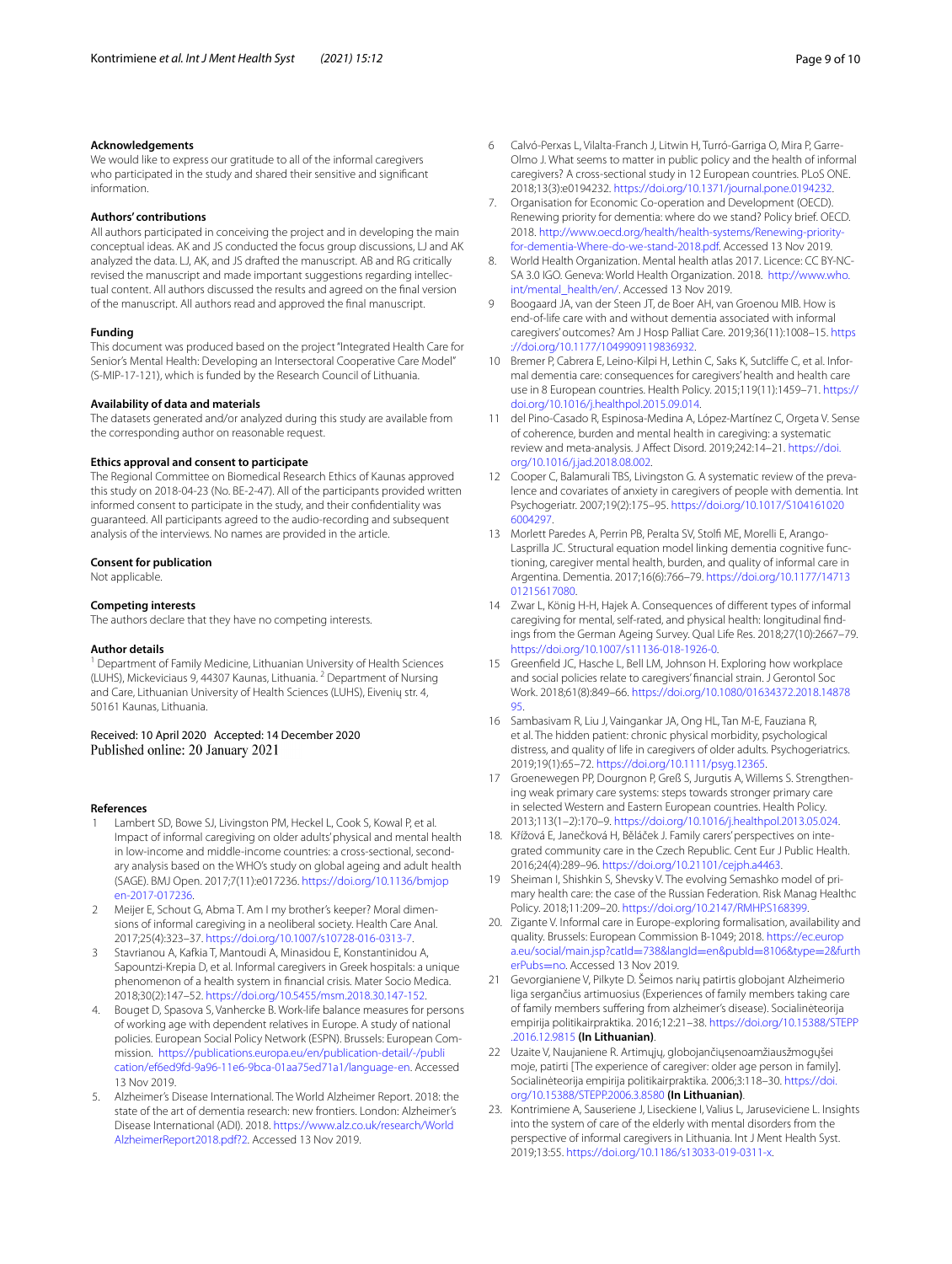### Acknowledgements

We would like to express our gratitude to all of the informal caregivers who participated in the study and shared their sensitive and significant information.

### Authors' contributions

All authors participated in conceiving the project and in developing the main conceptual ideas. AK and JS conducted the focus group discussions, LJ and AK analyzed the data. LJ, AK, and JS drafted the manuscript. AB and RG critically revised the manuscript and made important suggestions regarding intellectual content. All authors discussed the results and agreed on the final version of the manuscript. All authors read and approved the final manuscript.

### Funding

This document was produced based on the project "Integrated Health Care for Senior's Mental Health: Developing an Intersectoral Cooperative Care Model" (S-MIP-17-121), which is funded by the Research Council of Lithuania.

### Availability of data and materials

The datasets generated and/or analyzed during this study are available from the corresponding author on reasonable request.

### Ethics approval and consent to participate

The Regional Committee on Biomedical Research Ethics of Kaunas approved this study on 2018-04-23 (No. BE-2-47). All of the participants provided written informed consent to participate in the study, and their confidentiality was guaranteed. All participants agreed to the audio-recording and subsequent analysis of the interviews. No names are provided in the article.

### Consent for publication

Not applicable.

### Competing interests

The authors declare that they have no competing interests.

### Author details

[1] Department of Family Medicine, Lithuanian University of Health Sciences (LUHS), Mickeviciaus 9, 44307 Kaunas, Lithuania. [2] Department of Nursing and Care, Lithuanian University of Health Sciences (LUHS), Eivenių str. 4, 50161 Kaunas, Lithuania.

Received: 10 April 2020 Accepted: 14 December 2020
Published online: 20 January 2021

### References

1. Lambert SD, Bowe SJ, Livingston PM, Heckel L, Cook S, Kowal P, et al. Impact of informal caregiving on older adults' physical and mental health in low-income and middle-income countries: a cross-sectional, secondary analysis based on the WHO's study on global ageing and adult health (SAGE). BMJ Open. 2017;7(11):e017236. https://doi.org/10.1136/bmjopen-2017-017236.
2. Meijer E, Schout G, Abma T. Am I my brother's keeper? Moral dimensions of informal caregiving in a neoliberal society. Health Care Anal. 2017;25(4):323–37. https://doi.org/10.1007/s10728-016-0313-7.
3. Stavrianou A, Kafkia T, Mantoudi A, Minasidou E, Konstantinidou A, Sapountzi-Krepia D, et al. Informal caregivers in Greek hospitals: a unique phenomenon of a health system in financial crisis. Mater Socio Medica. 2018;30(2):147–52. https://doi.org/10.5455/msm.2018.30.147-152.
4. Bouget D, Spasova S, Vanhercke B. Work-life balance measures for persons of working age with dependent relatives in Europe. A study of national policies. European Social Policy Network (ESPN). Brussels: European Commission. https://publications.europa.eu/en/publication-detail/-/publication/ef6ed9fd-9a96-11e6-9bca-01aa75ed71a1/language-en. Accessed 13 Nov 2019.
5. Alzheimer's Disease International. The World Alzheimer Report. 2018: the state of the art of dementia research: new frontiers. London: Alzheimer's Disease International (ADI). 2018. https://www.alz.co.uk/research/WorldAlzheimerReport2018.pdf?2. Accessed 13 Nov 2019.
6. Calvó-Perxas L, Vilalta-Franch J, Litwin H, Turró-Garriga O, Mira P, Garre-Olmo J. What seems to matter in public policy and the health of informal caregivers? A cross-sectional study in 12 European countries. PLoS ONE. 2018;13(3):e0194232. https://doi.org/10.1371/journal.pone.0194232.
7. Organisation for Economic Co-operation and Development (OECD). Renewing priority for dementia: where do we stand? Policy brief. OECD. 2018. http://www.oecd.org/health/health-systems/Renewing-priority-for-dementia-Where-do-we-stand-2018.pdf. Accessed 13 Nov 2019.
8. World Health Organization. Mental health atlas 2017. Licence: CC BY-NC-SA 3.0 IGO. Geneva: World Health Organization. 2018. http://www.who.int/mental_health/en/. Accessed 13 Nov 2019.
9. Boogaard JA, van der Steen JT, de Boer AH, van Groenou MIB. How is end-of-life care with and without dementia associated with informal caregivers' outcomes? Am J Hosp Palliat Care. 2019;36(11):1008–15. https://doi.org/10.1177/1049909119836932.
10. Bremer P, Cabrera E, Leino-Kilpi H, Lethin C, Saks K, Sutcliffe C, et al. Informal dementia care: consequences for caregivers' health and health care use in 8 European countries. Health Policy. 2015;119(11):1459–71. https://doi.org/10.1016/j.healthpol.2015.09.014.
11. del Pino-Casado R, Espinosa-Medina A, López-Martínez C, Orgeta V. Sense of coherence, burden and mental health in caregiving: a systematic review and meta-analysis. J Affect Disord. 2019;242:14–21. https://doi.org/10.1016/j.jad.2018.08.002.
12. Cooper C, Balamurali TBS, Livingston G. A systematic review of the prevalence and covariates of anxiety in caregivers of people with dementia. Int Psychogeriatr. 2007;19(2):175–95. https://doi.org/10.1017/S1041610206004297.
13. Morlett Paredes A, Perrin PB, Peralta SV, Stolfi ME, Morelli E, Arango-Lasprilla JC. Structural equation model linking dementia cognitive functioning, caregiver mental health, burden, and quality of informal care in Argentina. Dementia. 2017;16(6):766–79. https://doi.org/10.1177/1471301215617080.
14. Zwar L, König H-H, Hajek A. Consequences of different types of informal caregiving for mental, self-rated, and physical health: longitudinal findings from the German Ageing Survey. Qual Life Res. 2018;27(10):2667–79. https://doi.org/10.1007/s11136-018-1926-0.
15. Greenfield JC, Hasche L, Bell LM, Johnson H. Exploring how workplace and social policies relate to caregivers' financial strain. J Gerontol Soc Work. 2018;61(8):849–66. https://doi.org/10.1080/01634372.2018.1487895.
16. Sambasivam R, Liu J, Vaingankar JA, Ong HL, Tan M-E, Fauziana R, et al. The hidden patient: chronic physical morbidity, psychological distress, and quality of life in caregivers of older adults. Psychogeriatrics. 2019;19(1):65–72. https://doi.org/10.1111/psyg.12365.
17. Groenewegen PP, Dourgnon P, Greß S, Jurgutis A, Willems S. Strengthening weak primary care systems: steps towards stronger primary care in selected Western and Eastern European countries. Health Policy. 2013;113(1–2):170–9. https://doi.org/10.1016/j.healthpol.2013.05.024.
18. Křížová E, Janečková H, Běláček J. Family carers' perspectives on integrated community care in the Czech Republic. Cent Eur J Public Health. 2016;24(4):289–96. https://doi.org/10.21101/cejph.a4463.
19. Sheiman I, Shishkin S, Shevsky V. The evolving Semashko model of primary health care: the case of the Russian Federation. Risk Manag Healthc Policy. 2018;11:209–20. https://doi.org/10.2147/RMHP.S168399.
20. Zigante V. Informal care in Europe-exploring formalisation, availability and quality. Brussels: European Commission B-1049; 2018. https://ec.europa.eu/social/main.jsp?catId=738&langId=en&pubId=8106&type=2&furtherPubs=no. Accessed 13 Nov 2019.
21. Gevorgianiene V, Pilkyte D. Šeimos narių patirtis globojant Alzheimerio liga sergančius artimuosius (Experiences of family members taking care of family members suffering from alzheimer's disease). Socialinėteorija empirija politikairpraktika. 2016;12:21–38. https://doi.org/10.15388/STEPP.2016.12.9815 **(In Lithuanian)**.
22. Uzaite V, Naujaniene R. Artimųjų, globojančiųsenoamžiauszmogųšei moje, patirti [The experience of caregiver: older age person in family]. Socialinėteorija empirija politikairpraktika. 2006;3:118–30. https://doi.org/10.15388/STEPP.2006.3.8580 **(In Lithuanian)**.
23. Kontrimiene A, Sauseriene J, Liseckiene I, Valius L, Jaruseviciene L. Insights into the system of care of the elderly with mental disorders from the perspective of informal caregivers in Lithuania. Int J Ment Health Syst. 2019;13:55. https://doi.org/10.1186/s13033-019-0311-x.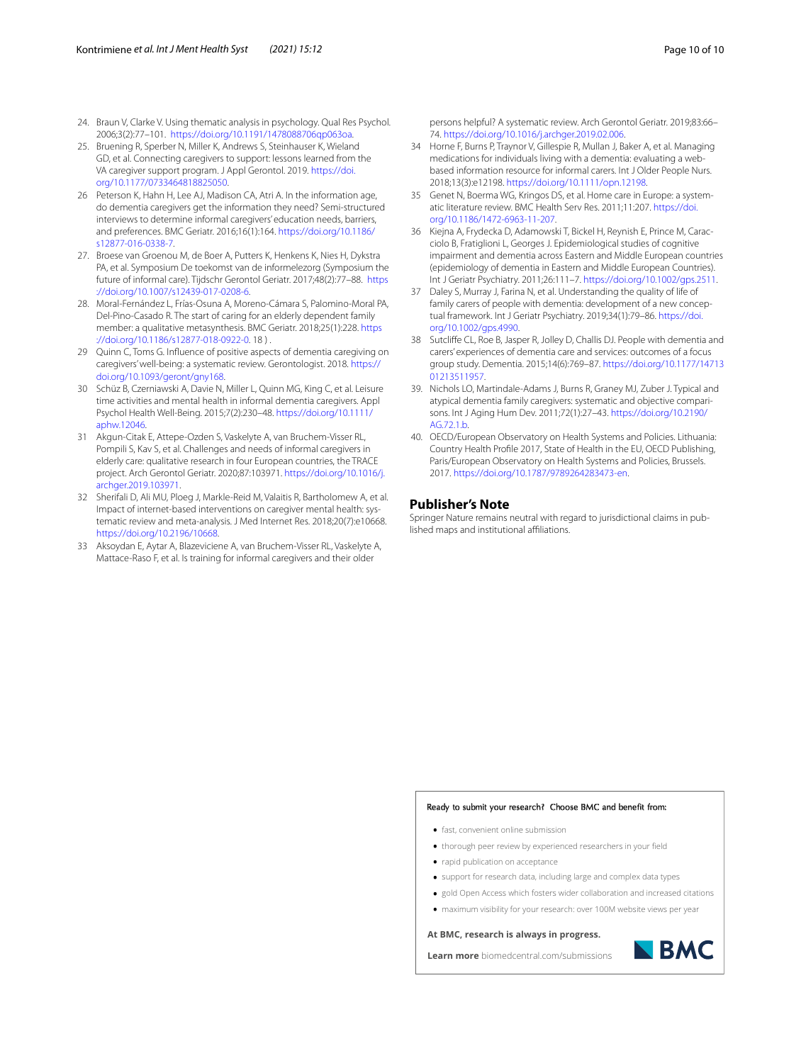24. Braun V, Clarke V. Using thematic analysis in psychology. Qual Res Psychol. 2006;3(2):77–101. https://doi.org/10.1191/1478088706qp063oa.
25. Bruening R, Sperber N, Miller K, Andrews S, Steinhauser K, Wieland GD, et al. Connecting caregivers to support: lessons learned from the VA caregiver support program. J Appl Gerontol. 2019. https://doi.org/10.1177/0733464818825050.
26. Peterson K, Hahn H, Lee AJ, Madison CA, Atri A. In the information age, do dementia caregivers get the information they need? Semi-structured interviews to determine informal caregivers' education needs, barriers, and preferences. BMC Geriatr. 2016;16(1):164. https://doi.org/10.1186/s12877-016-0338-7.
27. Broese van Groenou M, de Boer A, Putters K, Henkens K, Nies H, Dykstra PA, et al. Symposium De toekomst van de informelezorg (Symposium the future of informal care). Tijdschr Gerontol Geriatr. 2017;48(2):77–88. https://doi.org/10.1007/s12439-017-0208-6.
28. Moral-Fernández L, Frías-Osuna A, Moreno-Cámara S, Palomino-Moral PA, Del-Pino-Casado R. The start of caring for an elderly dependent family member: a qualitative metasynthesis. BMC Geriatr. 2018;25(1):228. https://doi.org/10.1186/s12877-018-0922-0. 18 ) .
29. Quinn C, Toms G. Influence of positive aspects of dementia caregiving on caregivers' well-being: a systematic review. Gerontologist. 2018. https://doi.org/10.1093/geront/gny168.
30. Schüz B, Czerniawski A, Davie N, Miller L, Quinn MG, King C, et al. Leisure time activities and mental health in informal dementia caregivers. Appl Psychol Health Well-Being. 2015;7(2):230–48. https://doi.org/10.1111/aphw.12046.
31. Akgun-Citak E, Attepe-Ozden S, Vaskelyte A, van Bruchem-Visser RL, Pompili S, Kav S, et al. Challenges and needs of informal caregivers in elderly care: qualitative research in four European countries, the TRACE project. Arch Gerontol Geriatr. 2020;87:103971. https://doi.org/10.1016/j.archger.2019.103971.
32. Sherifali D, Ali MU, Ploeg J, Markle-Reid M, Valaitis R, Bartholomew A, et al. Impact of internet-based interventions on caregiver mental health: systematic review and meta-analysis. J Med Internet Res. 2018;20(7):e10668. https://doi.org/10.2196/10668.
33. Aksoydan E, Aytar A, Blazeviciene A, van Bruchem-Visser RL, Vaskelyte A, Mattace-Raso F, et al. Is training for informal caregivers and their older persons helpful? A systematic review. Arch Gerontol Geriatr. 2019;83:66–74. https://doi.org/10.1016/j.archger.2019.02.006.
34. Horne F, Burns P, Traynor V, Gillespie R, Mullan J, Baker A, et al. Managing medications for individuals living with a dementia: evaluating a web-based information resource for informal carers. Int J Older People Nurs. 2018;13(3):e12198. https://doi.org/10.1111/opn.12198.
35. Genet N, Boerma WG, Kringos DS, et al. Home care in Europe: a systematic literature review. BMC Health Serv Res. 2011;11:207. https://doi.org/10.1186/1472-6963-11-207.
36. Kiejna A, Frydecka D, Adamowski T, Bickel H, Reynish E, Prince M, Caracciolo B, Fratiglioni L, Georges J. Epidemiological studies of cognitive impairment and dementia across Eastern and Middle European countries (epidemiology of dementia in Eastern and Middle European Countries). Int J Geriatr Psychiatry. 2011;26:111–7. https://doi.org/10.1002/gps.2511.
37. Daley S, Murray J, Farina N, et al. Understanding the quality of life of family carers of people with dementia: development of a new conceptual framework. Int J Geriatr Psychiatry. 2019;34(1):79–86. https://doi.org/10.1002/gps.4990.
38. Sutcliffe CL, Roe B, Jasper R, Jolley D, Challis DJ. People with dementia and carers' experiences of dementia care and services: outcomes of a focus group study. Dementia. 2015;14(6):769–87. https://doi.org/10.1177/1471301213511957.
39. Nichols LO, Martindale-Adams J, Burns R, Graney MJ, Zuber J. Typical and atypical dementia family caregivers: systematic and objective comparisons. Int J Aging Hum Dev. 2011;72(1):27–43. https://doi.org/10.2190/AG.72.1.b.
40. OECD/European Observatory on Health Systems and Policies. Lithuania: Country Health Profile 2017, State of Health in the EU, OECD Publishing, Paris/European Observatory on Health Systems and Policies, Brussels. 2017. https://doi.org/10.1787/9789264283473-en.

## Publisher's Note

Springer Nature remains neutral with regard to jurisdictional claims in published maps and institutional affiliations.

Ready to submit your research? Choose BMC and benefit from:

- fast, convenient online submission
- thorough peer review by experienced researchers in your field
- rapid publication on acceptance
- support for research data, including large and complex data types
- gold Open Access which fosters wider collaboration and increased citations
- maximum visibility for your research: over 100M website views per year

**At BMC, research is always in progress.**

**Learn more** biomedcentral.com/submissions

BMC